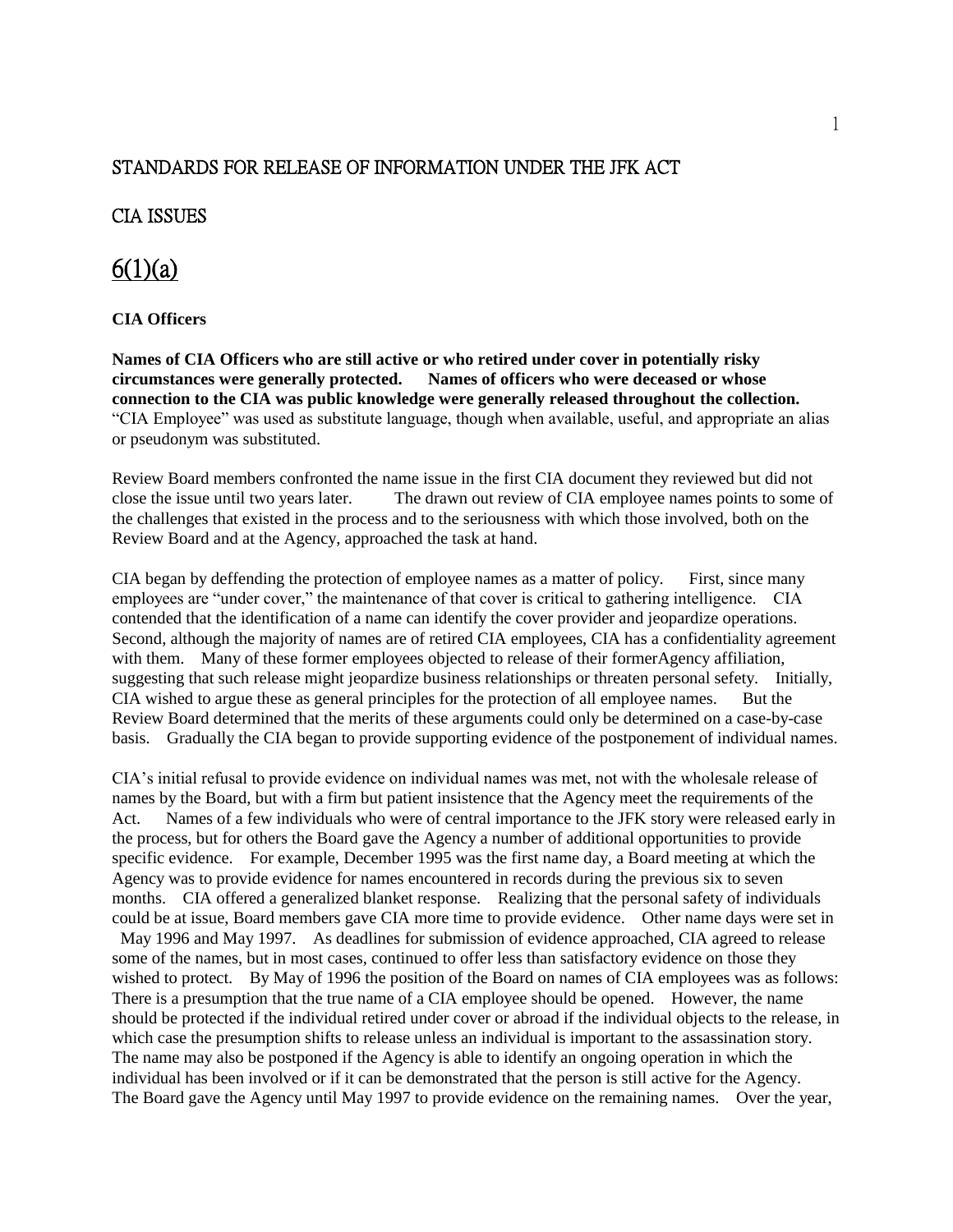# STANDARDS FOR RELEASE OF INFORMATION UNDER THE JFK ACT

## CIA ISSUES

## <u>6(1)(a)</u>

**CIA Officers**

**Names of CIA Officers who are still active or who retired under cover in potentially risky circumstances were generally protected. Names of officers who were deceased or whose connection to the CIA was public knowledge were generally released throughout the collection.** "CIA Employee" was used as substitute language, though when available, useful, and appropriate an alias or pseudonym was substituted.

Review Board members confronted the name issue in the first CIA document they reviewed but did not close the issue until two years later. The drawn out review of CIA employee names points to some of the challenges that existed in the process and to the seriousness with which those involved, both on the Review Board and at the Agency, approached the task at hand.

CIA began by deffending the protection of employee names as a matter of policy. First, since many employees are "under cover," the maintenance of that cover is critical to gathering intelligence. CIA contended that the identification of a name can identify the cover provider and jeopardize operations. Second, although the majority of names are of retired CIA employees, CIA has a confidentiality agreement with them. Many of these former employees objected to release of their formerAgency affiliation, suggesting that such release might jeopardize business relationships or threaten personal sefety. Initially, CIA wished to argue these as general principles for the protection of all employee names. But the Review Board determined that the merits of these arguments could only be determined on a case-by-case basis. Gradually the CIA began to provide supporting evidence of the postponement of individual names.

CIA's initial refusal to provide evidence on individual names was met, not with the wholesale release of names by the Board, but with a firm but patient insistence that the Agency meet the requirements of the Act. Names of a few individuals who were of central importance to the JFK story were released early in the process, but for others the Board gave the Agency a number of additional opportunities to provide specific evidence. For example, December 1995 was the first name day, a Board meeting at which the Agency was to provide evidence for names encountered in records during the previous six to seven months. CIA offered a generalized blanket response. Realizing that the personal safety of individuals could be at issue, Board members gave CIA more time to provide evidence. Other name days were set in May 1996 and May 1997. As deadlines for submission of evidence approached, CIA agreed to release some of the names, but in most cases, continued to offer less than satisfactory evidence on those they wished to protect. By May of 1996 the position of the Board on names of CIA employees was as follows: There is a presumption that the true name of a CIA employee should be opened. However, the name should be protected if the individual retired under cover or abroad if the individual objects to the release, in which case the presumption shifts to release unless an individual is important to the assassination story. The name may also be postponed if the Agency is able to identify an ongoing operation in which the individual has been involved or if it can be demonstrated that the person is still active for the Agency. The Board gave the Agency until May 1997 to provide evidence on the remaining names. Over the year,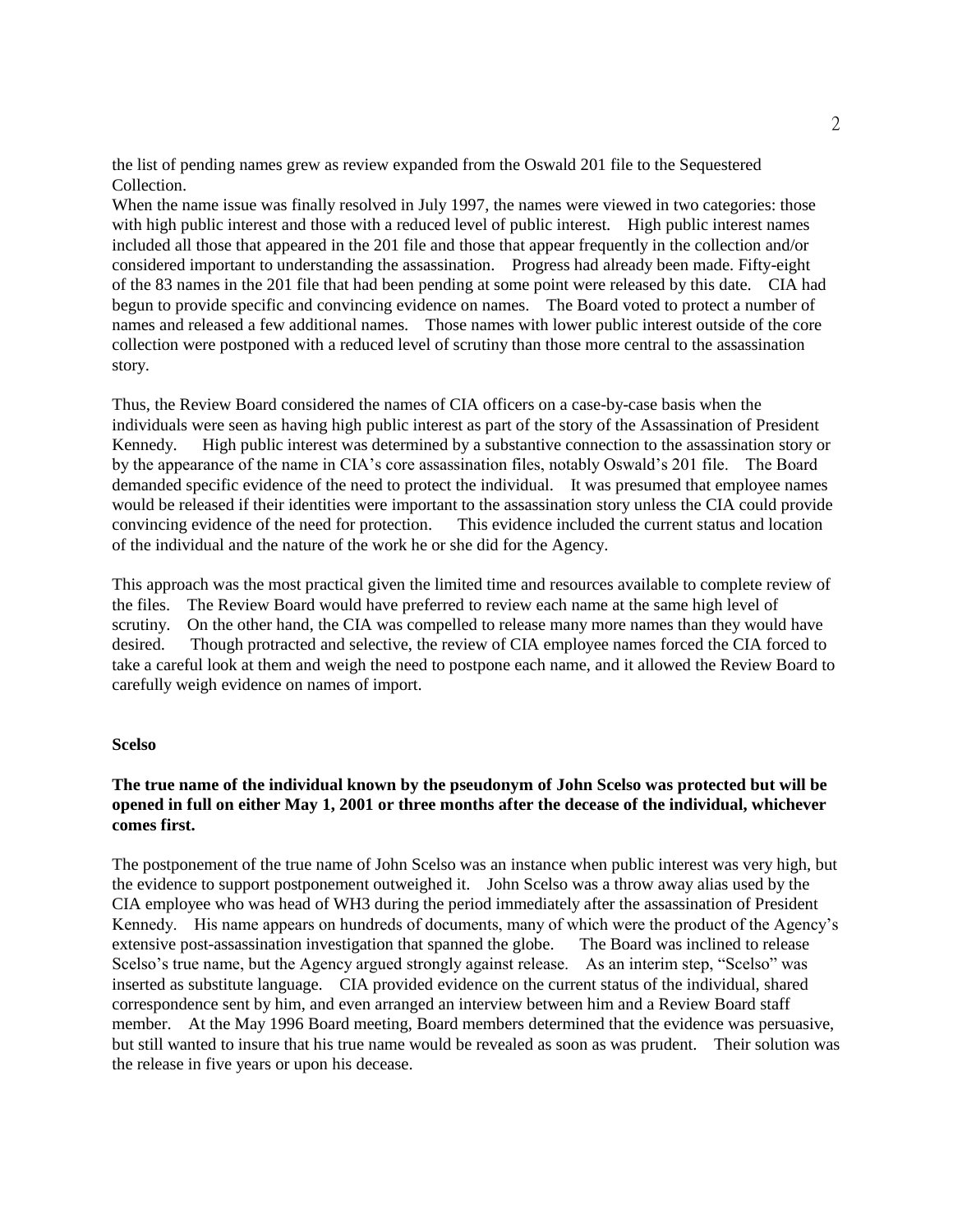the list of pending names grew as review expanded from the Oswald 201 file to the Sequestered Collection.

When the name issue was finally resolved in July 1997, the names were viewed in two categories: those with high public interest and those with a reduced level of public interest. High public interest names included all those that appeared in the 201 file and those that appear frequently in the collection and/or considered important to understanding the assassination. Progress had already been made. Fifty-eight of the 83 names in the 201 file that had been pending at some point were released by this date. CIA had begun to provide specific and convincing evidence on names. The Board voted to protect a number of names and released a few additional names. Those names with lower public interest outside of the core collection were postponed with a reduced level of scrutiny than those more central to the assassination story.

Thus, the Review Board considered the names of CIA officers on a case-by-case basis when the individuals were seen as having high public interest as part of the story of the Assassination of President Kennedy. High public interest was determined by a substantive connection to the assassination story or by the appearance of the name in CIA's core assassination files, notably Oswald's 201 file. The Board demanded specific evidence of the need to protect the individual. It was presumed that employee names would be released if their identities were important to the assassination story unless the CIA could provide convincing evidence of the need for protection. This evidence included the current status and location of the individual and the nature of the work he or she did for the Agency.

This approach was the most practical given the limited time and resources available to complete review of the files. The Review Board would have preferred to review each name at the same high level of scrutiny. On the other hand, the CIA was compelled to release many more names than they would have desired. Though protracted and selective, the review of CIA employee names forced the CIA forced to take a careful look at them and weigh the need to postpone each name, and it allowed the Review Board to carefully weigh evidence on names of import.

**Scelso**

**The true name of the individual known by the pseudonym of John Scelso was protected but will be opened in full on either May 1, 2001 or three months after the decease of the individual, whichever comes first.**

The postponement of the true name of John Scelso was an instance when public interest was very high, but the evidence to support postponement outweighed it. John Scelso was a throw away alias used by the CIA employee who was head of WH3 during the period immediately after the assassination of President Kennedy. His name appears on hundreds of documents, many of which were the product of the Agency's extensive post-assassination investigation that spanned the globe. The Board was inclined to release Scelso's true name, but the Agency argued strongly against release. As an interim step, "Scelso" was inserted as substitute language. CIA provided evidence on the current status of the individual, shared correspondence sent by him, and even arranged an interview between him and a Review Board staff member. At the May 1996 Board meeting, Board members determined that the evidence was persuasive, but still wanted to insure that his true name would be revealed as soon as was prudent. Their solution was the release in five years or upon his decease.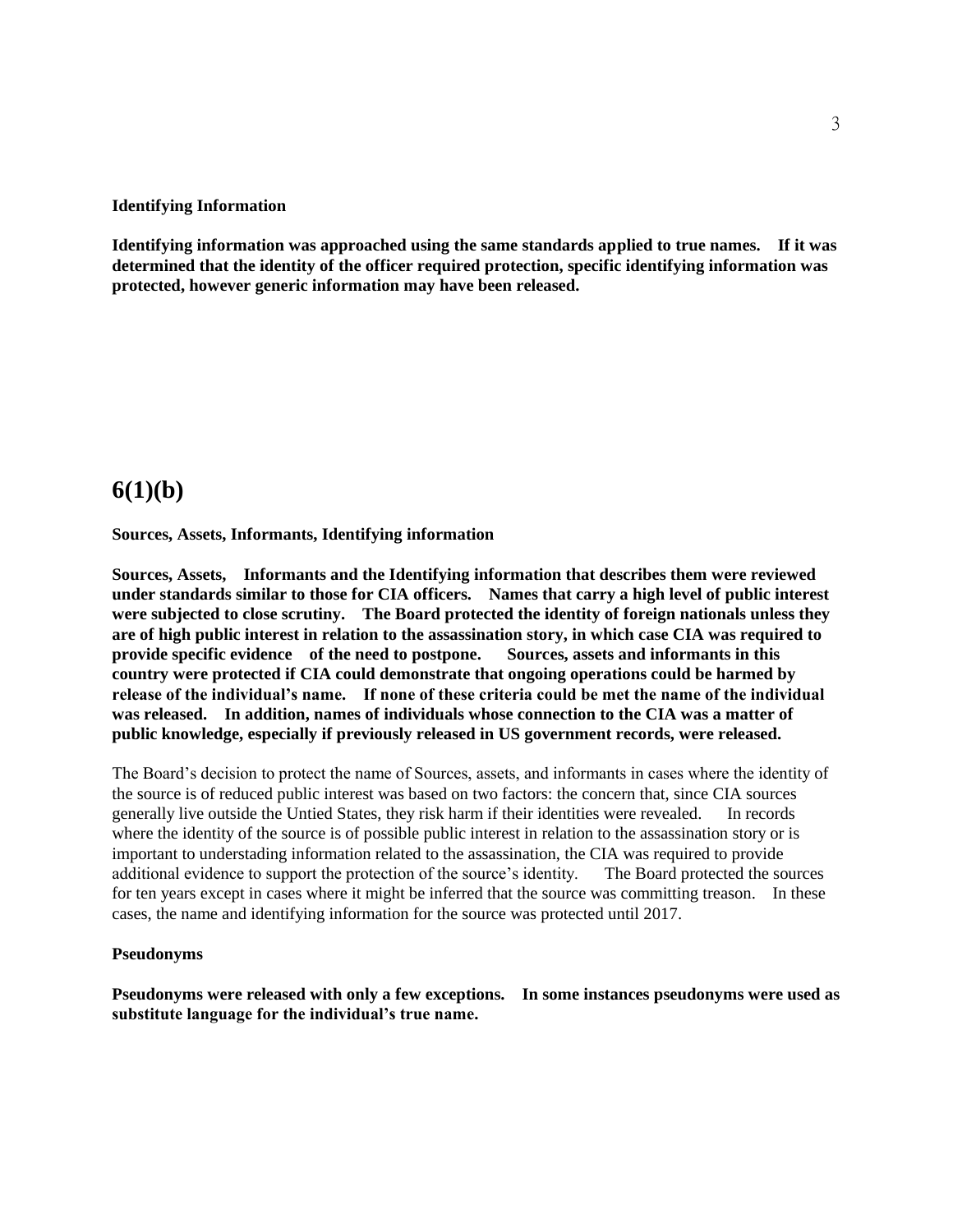**Identifying Information**

**Identifying information was approached using the same standards applied to true names. If it was determined that the identity of the officer required protection, specific identifying information was protected, however generic information may have been released.**

# 6(1)(b)

**Sources, Assets, Informants, Identifying information**

**Sources, Assets, Informants and the Identifying information that describes them were reviewed under standards similar to those for CIA officers. Names that carry a high level of public interest were subjected to close scrutiny. The Board protected the identity of foreign nationals unless they are of high public interest in relation to the assassination story, in which case CIA was required to provide specific evidence of the need to postpone. Sources, assets and informants in this country were protected if CIA could demonstrate that ongoing operations could be harmed by release of the individual's name. If none of these criteria could be met the name of the individual was released. In addition, names of individuals whose connection to the CIA was a matter of public knowledge, especially if previously released in US government records, were released.**

The Board's decision to protect the name of Sources, assets, and informants in cases where the identity of the source is of reduced public interest was based on two factors: the concern that, since CIA sources generally live outside the Untied States, they risk harm if their identities were revealed. In records where the identity of the source is of possible public interest in relation to the assassination story or is important to understading information related to the assassination, the CIA was required to provide additional evidence to support the protection of the source's identity. The Board protected the sources for ten years except in cases where it might be inferred that the source was committing treason. In these cases, the name and identifying information for the source was protected until 2017.

**Pseudonyms**

**Pseudonyms were released with only a few exceptions. In some instances pseudonyms were used as substitute language for the individual's true name.**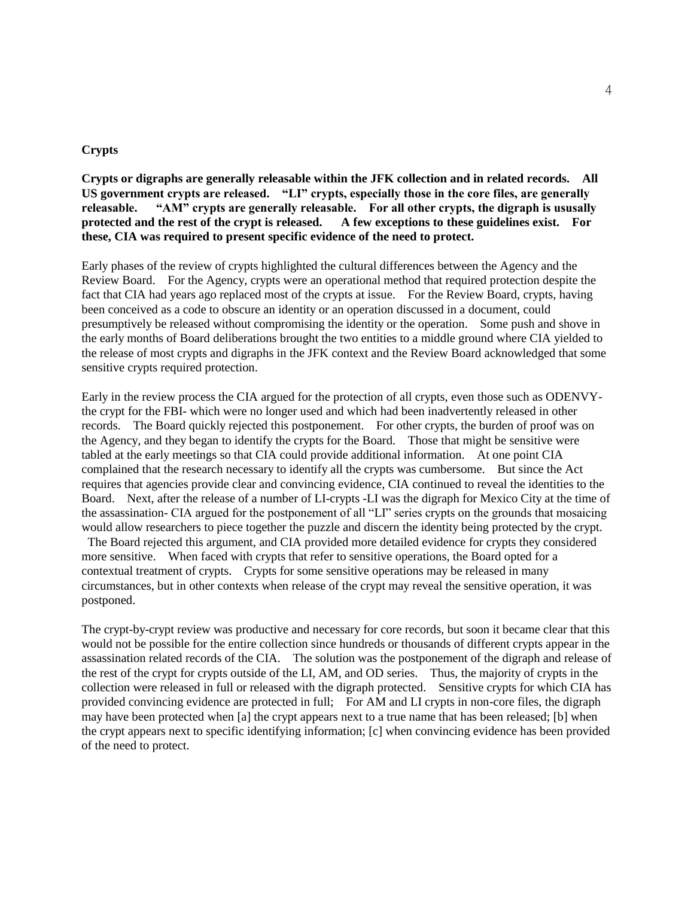**Crypts**

**Crypts or digraphs are generally releasable within the JFK collection and in related records. All US government crypts are released. "LI" crypts, especially those in the core files, are generally releasable. "AM" crypts are generally releasable. For all other crypts, the digraph is ususally protected and the rest of the crypt is released. A few exceptions to these guidelines exist. For these, CIA was required to present specific evidence of the need to protect.**

Early phases of the review of crypts highlighted the cultural differences between the Agency and the Review Board. For the Agency, crypts were an operational method that required protection despite the fact that CIA had years ago replaced most of the crypts at issue. For the Review Board, crypts, having been conceived as a code to obscure an identity or an operation discussed in a document, could presumptively be released without compromising the identity or the operation. Some push and shove in the early months of Board deliberations brought the two entities to a middle ground where CIA yielded to the release of most crypts and digraphs in the JFK context and the Review Board acknowledged that some sensitive crypts required protection.

Early in the review process the CIA argued for the protection of all crypts, even those such as ODENVY- the crypt for the FBI- which were no longer used and which had been inadvertently released in other records. The Board quickly rejected this postponement. For other crypts, the burden of proof was on the Agency, and they began to identify the crypts for the Board. Those that might be sensitive were tabled at the early meetings so that CIA could provide additional information. At one point CIA complained that the research necessary to identify all the crypts was cumbersome. But since the Act requires that agencies provide clear and convincing evidence, CIA continued to reveal the identities to the Board. Next, after the release of a number of LI-crypts -LI was the digraph for Mexico City at the time of the assassination- CIA argued for the postponement of all "LI" series crypts on the grounds that mosaicing would allow researchers to piece together the puzzle and discern the identity being protected by the crypt. The Board rejected this argument, and CIA provided more detailed evidence for crypts they considered more sensitive. When faced with crypts that refer to sensitive operations, the Board opted for a contextual treatment of crypts. Crypts for some sensitive operations may be released in many circumstances, but in other contexts when release of the crypt may reveal the sensitive operation, it was postponed.

The crypt-by-crypt review was productive and necessary for core records, but soon it became clear that this would not be possible for the entire collection since hundreds or thousands of different crypts appear in the assassination related records of the CIA. The solution was the postponement of the digraph and release of the rest of the crypt for crypts outside of the LI, AM, and OD series. Thus, the majority of crypts in the collection were released in full or released with the digraph protected. Sensitive crypts for which CIA has provided convincing evidence are protected in full; For AM and LI crypts in non-core files, the digraph may have been protected when [a] the crypt appears next to a true name that has been released; [b] when the crypt appears next to specific identifying information; [c] when convincing evidence has been provided of the need to protect.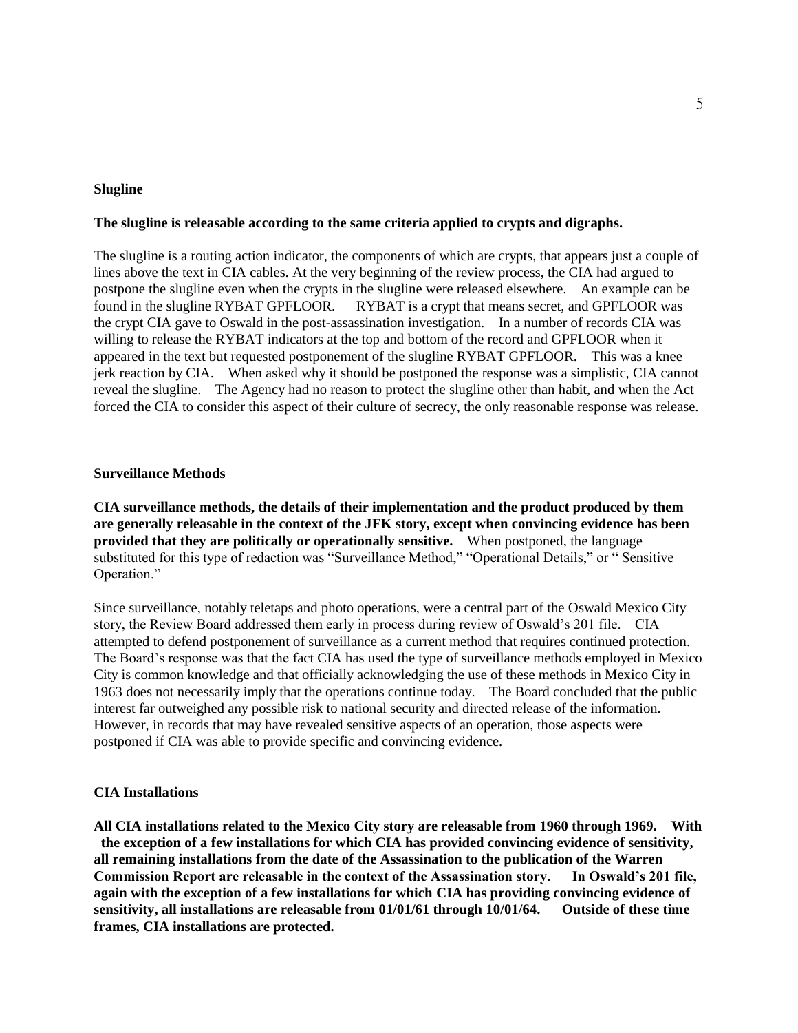**Slugline**

**The slugline is releasable according to the same criteria applied to crypts and digraphs.**

The slugline is a routing action indicator, the components of which are crypts, that appears just a couple of lines above the text in CIA cables. At the very beginning of the review process, the CIA had argued to postpone the slugline even when the crypts in the slugline were released elsewhere. An example can be found in the slugline RYBAT GPFLOOR. RYBAT is a crypt that means secret, and GPFLOOR was the crypt CIA gave to Oswald in the post-assassination investigation. In a number of records CIA was willing to release the RYBAT indicators at the top and bottom of the record and GPFLOOR when it appeared in the text but requested postponement of the slugline RYBAT GPFLOOR. This was a knee jerk reaction by CIA. When asked why it should be postponed the response was a simplistic, CIA cannot reveal the slugline. The Agency had no reason to protect the slugline other than habit, and when the Act forced the CIA to consider this aspect of their culture of secrecy, the only reasonable response was release.

**Surveillance Methods**

**CIA surveillance methods, the details of their implementation and the product produced by them are generally releasable in the context of the JFK story, except when convincing evidence has been provided that they are politically or operationally sensitive.** When postponed, the language substituted for this type of redaction was "Surveillance Method," "Operational Details," or " Sensitive Operation."

Since surveillance, notably teletaps and photo operations, were a central part of the Oswald Mexico City story, the Review Board addressed them early in process during review of Oswald's 201 file. CIA attempted to defend postponement of surveillance as a current method that requires continued protection. The Board's response was that the fact CIA has used the type of surveillance methods employed in Mexico City is common knowledge and that officially acknowledging the use of these methods in Mexico City in 1963 does not necessarily imply that the operations continue today. The Board concluded that the public interest far outweighed any possible risk to national security and directed release of the information. However, in records that may have revealed sensitive aspects of an operation, those aspects were postponed if CIA was able to provide specific and convincing evidence.

**CIA Installations**

**All CIA installations related to the Mexico City story are releasable from 1960 through 1969. With the exception of a few installations for which CIA has provided convincing evidence of sensitivity, all remaining installations from the date of the Assassination to the publication of the Warren Commission Report are releasable in the context of the Assassination story. In Oswald's 201 file, again with the exception of a few installations for which CIA has providing convincing evidence of sensitivity, all installations are releasable from 01/01/61 through 10/01/64. Outside of these time frames, CIA installations are protected.**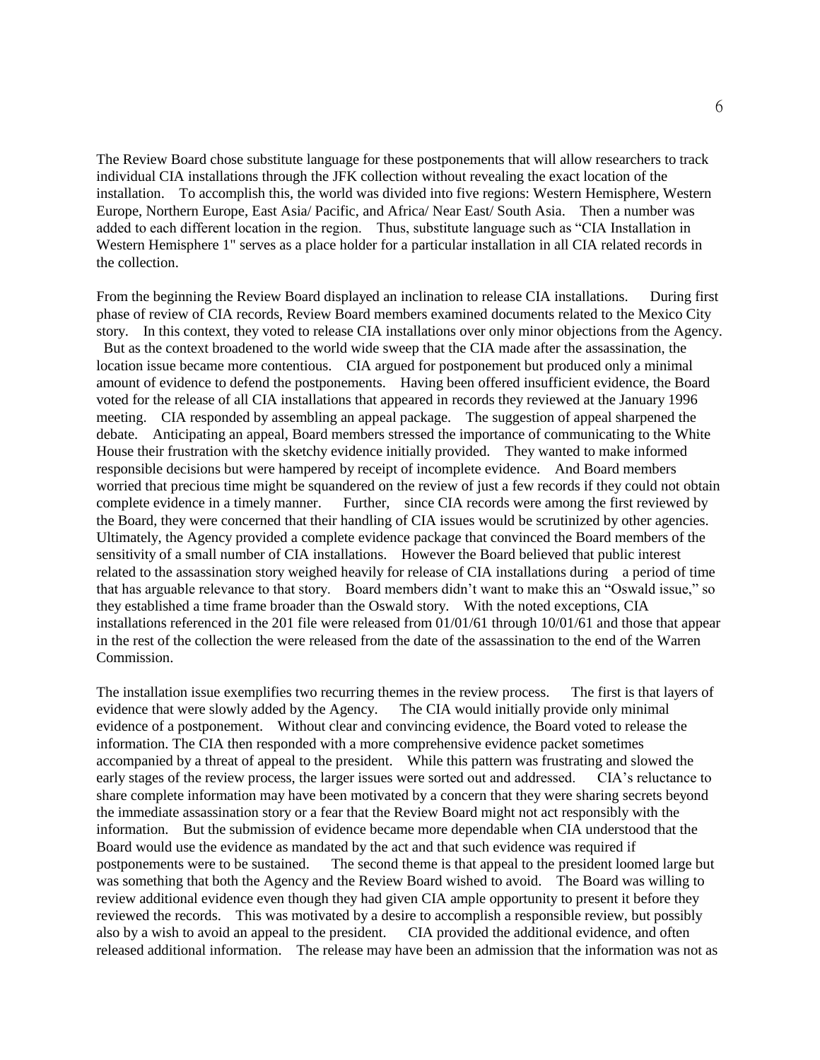The Review Board chose substitute language for these postponements that will allow researchers to track individual CIA installations through the JFK collection without revealing the exact location of the installation. To accomplish this, the world was divided into five regions: Western Hemisphere, Western Europe, Northern Europe, East Asia/ Pacific, and Africa/ Near East/ South Asia. Then a number was added to each different location in the region. Thus, substitute language such as "CIA Installation in Western Hemisphere 1" serves as a place holder for a particular installation in all CIA related records in the collection.

From the beginning the Review Board displayed an inclination to release CIA installations. During first phase of review of CIA records, Review Board members examined documents related to the Mexico City story. In this context, they voted to release CIA installations over only minor objections from the Agency. But as the context broadened to the world wide sweep that the CIA made after the assassination, the location issue became more contentious. CIA argued for postponement but produced only a minimal amount of evidence to defend the postponements. Having been offered insufficient evidence, the Board voted for the release of all CIA installations that appeared in records they reviewed at the January 1996 meeting. CIA responded by assembling an appeal package. The suggestion of appeal sharpened the debate. Anticipating an appeal, Board members stressed the importance of communicating to the White House their frustration with the sketchy evidence initially provided. They wanted to make informed responsible decisions but were hampered by receipt of incomplete evidence. And Board members worried that precious time might be squandered on the review of just a few records if they could not obtain complete evidence in a timely manner. Further, since CIA records were among the first reviewed by the Board, they were concerned that their handling of CIA issues would be scrutinized by other agencies. Ultimately, the Agency provided a complete evidence package that convinced the Board members of the sensitivity of a small number of CIA installations. However the Board believed that public interest related to the assassination story weighed heavily for release of CIA installations during a period of time that has arguable relevance to that story. Board members didn't want to make this an "Oswald issue," so they established a time frame broader than the Oswald story. With the noted exceptions, CIA installations referenced in the 201 file were released from 01/01/61 through 10/01/61 and those that appear in the rest of the collection the were released from the date of the assassination to the end of the Warren Commission.

The installation issue exemplifies two recurring themes in the review process. The first is that layers of evidence that were slowly added by the Agency. The CIA would initially provide only minimal evidence of a postponement. Without clear and convincing evidence, the Board voted to release the information. The CIA then responded with a more comprehensive evidence packet sometimes accompanied by a threat of appeal to the president. While this pattern was frustrating and slowed the early stages of the review process, the larger issues were sorted out and addressed. CIA's reluctance to share complete information may have been motivated by a concern that they were sharing secrets beyond the immediate assassination story or a fear that the Review Board might not act responsibly with the information. But the submission of evidence became more dependable when CIA understood that the Board would use the evidence as mandated by the act and that such evidence was required if postponements were to be sustained. The second theme is that appeal to the president loomed large but was something that both the Agency and the Review Board wished to avoid. The Board was willing to review additional evidence even though they had given CIA ample opportunity to present it before they reviewed the records. This was motivated by a desire to accomplish a responsible review, but possibly also by a wish to avoid an appeal to the president. CIA provided the additional evidence, and often released additional information. The release may have been an admission that the information was not as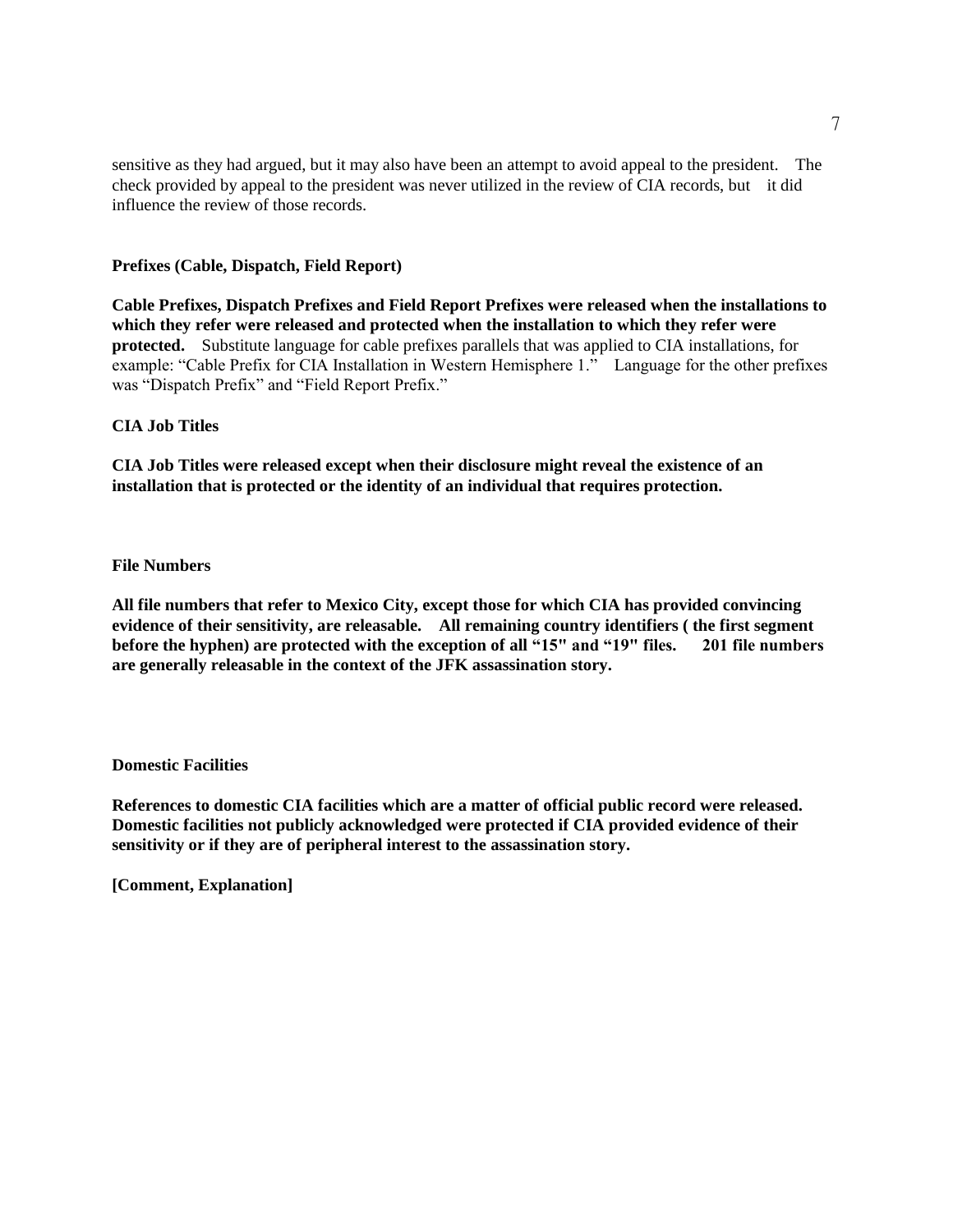sensitive as they had argued, but it may also have been an attempt to avoid appeal to the president. The check provided by appeal to the president was never utilized in the review of CIA records, but it did influence the review of those records.

**Prefixes (Cable, Dispatch, Field Report)**

**Cable Prefixes, Dispatch Prefixes and Field Report Prefixes were released when the installations to which they refer were released and protected when the installation to which they refer were protected.** Substitute language for cable prefixes parallels that was applied to CIA installations, for example: "Cable Prefix for CIA Installation in Western Hemisphere 1." Language for the other prefixes was "Dispatch Prefix" and "Field Report Prefix."

**CIA Job Titles**

**CIA Job Titles were released except when their disclosure might reveal the existence of an installation that is protected or the identity of an individual that requires protection.**

**File Numbers**

**All file numbers that refer to Mexico City, except those for which CIA has provided convincing evidence of their sensitivity, are releasable. All remaining country identifiers ( the first segment before the hyphen) are protected with the exception of all "15" and "19" files. 201 file numbers are generally releasable in the context of the JFK assassination story.**

**Domestic Facilities**

**References to domestic CIA facilities which are a matter of official public record were released. Domestic facilities not publicly acknowledged were protected if CIA provided evidence of their sensitivity or if they are of peripheral interest to the assassination story.**

**[Comment, Explanation]**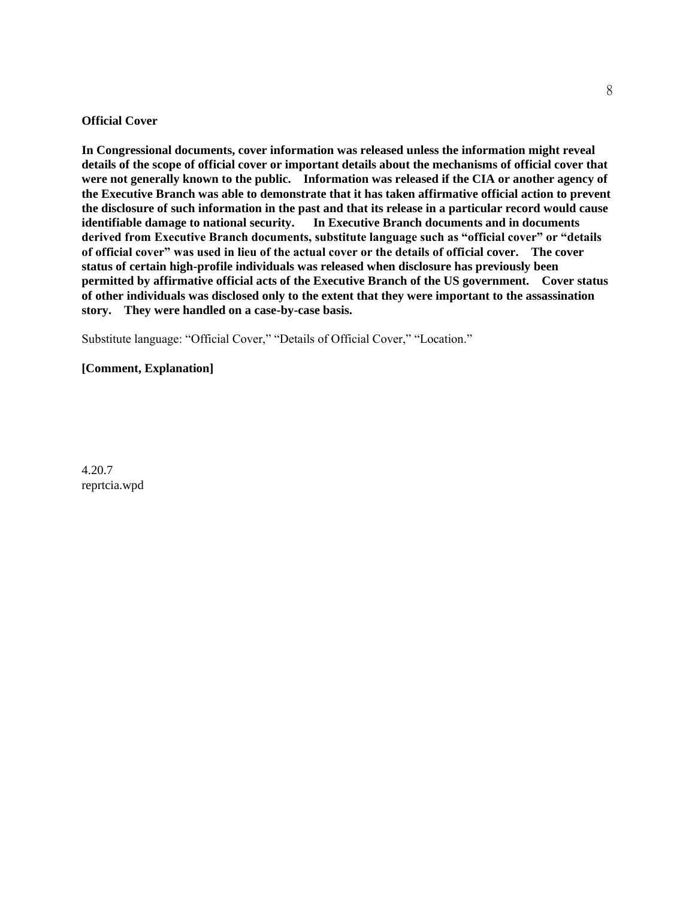**Official Cover**

**In Congressional documents, cover information was released unless the information might reveal details of the scope of official cover or important details about the mechanisms of official cover that were not generally known to the public. Information was released if the CIA or another agency of the Executive Branch was able to demonstrate that it has taken affirmative official action to prevent the disclosure of such information in the past and that its release in a particular record would cause identifiable damage to national security. In Executive Branch documents and in documents derived from Executive Branch documents, substitute language such as "official cover" or "details of official cover" was used in lieu of the actual cover or the details of official cover. The cover status of certain high-profile individuals was released when disclosure has previously been permitted by affirmative official acts of the Executive Branch of the US government. Cover status of other individuals was disclosed only to the extent that they were important to the assassination story. They were handled on a case-by-case basis.**

Substitute language: "Official Cover," "Details of Official Cover," "Location."

**[Comment, Explanation]**

4.20.7
reprtcia.wpd